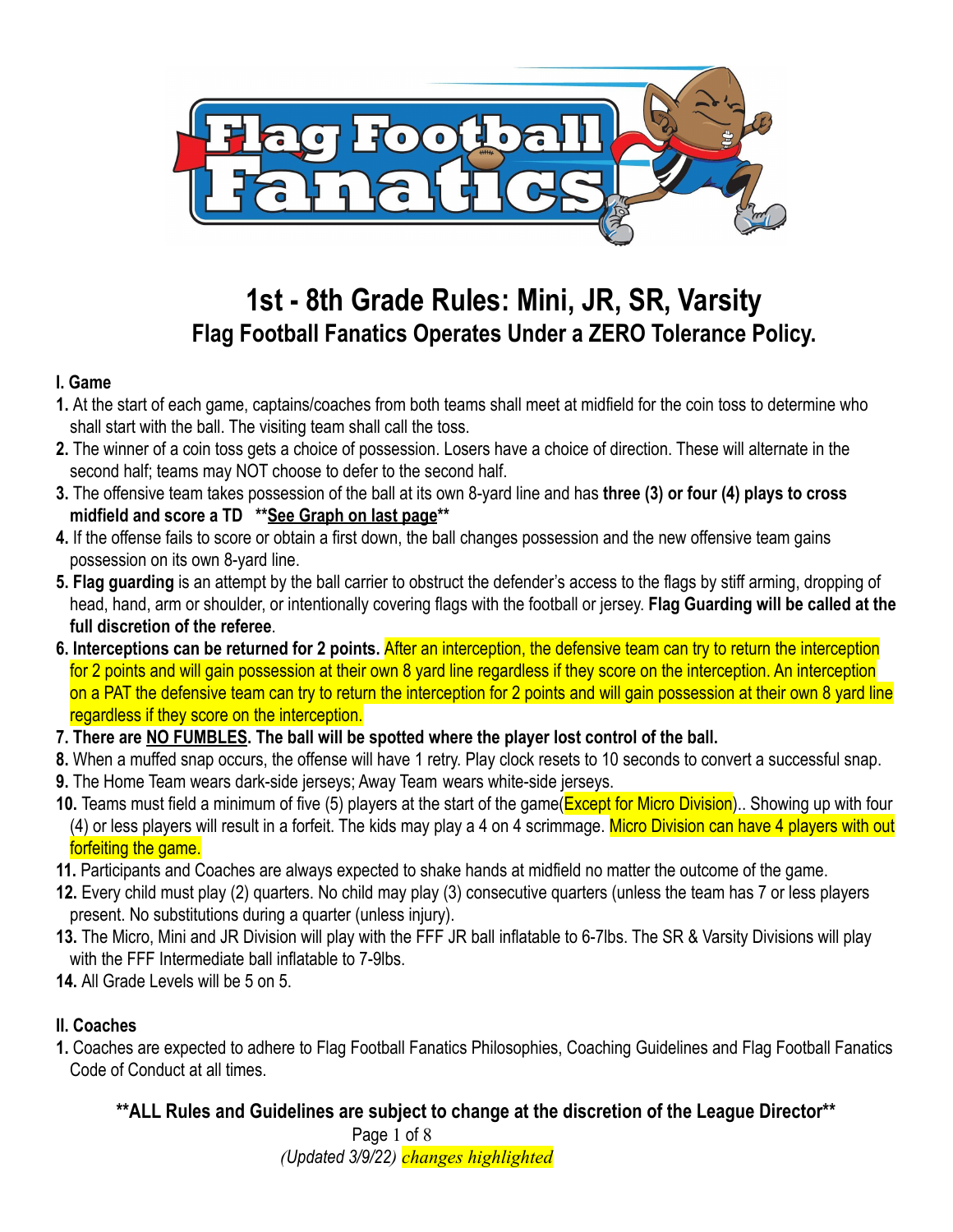# 1st - 8th Grade Rules: Mini, JR, SR, Varsity

## Flag Football Fanatics Operates Under a ZERO Tolerance Policy.

### I. Game

**1.** At the start of each game, captains/coaches from both teams shall meet at midfield for the coin toss to determine who shall start with the ball. The visiting team shall call the toss.

**2.** The winner of a coin toss gets a choice of possession. Losers have a choice of direction. These will alternate in the second half; teams may NOT choose to defer to the second half.

**3.** The offensive team takes possession of the ball at its own 8-yard line and has **three (3) or four (4) plays to cross midfield and score a TD** **<u>See Graph on last page</u>**

**4.** If the offense fails to score or obtain a first down, the ball changes possession and the new offensive team gains possession on its own 8-yard line.

**5. Flag guarding** is an attempt by the ball carrier to obstruct the defender's access to the flags by stiff arming, dropping of head, hand, arm or shoulder, or intentionally covering flags with the football or jersey. **Flag Guarding will be called at the full discretion of the referee**.

**6. Interceptions can be returned for 2 points.** After an interception, the defensive team can try to return the interception for 2 points and will gain possession at their own 8 yard line regardless if they score on the interception. An interception on a PAT the defensive team can try to return the interception for 2 points and will gain possession at their own 8 yard line regardless if they score on the interception.

**7. There are <u>NO FUMBLES</u>. The ball will be spotted where the player lost control of the ball.**

**8.** When a muffed snap occurs, the offense will have 1 retry. Play clock resets to 10 seconds to convert a successful snap.

**9.** The Home Team wears dark-side jerseys; Away Team wears white-side jerseys.

**10.** Teams must field a minimum of five (5) players at the start of the game(Except for Micro Division).. Showing up with four (4) or less players will result in a forfeit. The kids may play a 4 on 4 scrimmage. Micro Division can have 4 players with out forfeiting the game.

**11.** Participants and Coaches are always expected to shake hands at midfield no matter the outcome of the game.

**12.** Every child must play (2) quarters. No child may play (3) consecutive quarters (unless the team has 7 or less players present. No substitutions during a quarter (unless injury).

**13.** The Micro, Mini and JR Division will play with the FFF JR ball inflatable to 6-7lbs. The SR & Varsity Divisions will play with the FFF Intermediate ball inflatable to 7-9lbs.

**14.** All Grade Levels will be 5 on 5.

### II. Coaches

**1.** Coaches are expected to adhere to Flag Football Fanatics Philosophies, Coaching Guidelines and Flag Football Fanatics Code of Conduct at all times.

**ALL Rules and Guidelines are subject to change at the discretion of the League Director**

*(Updated 3/9/22) changes highlighted*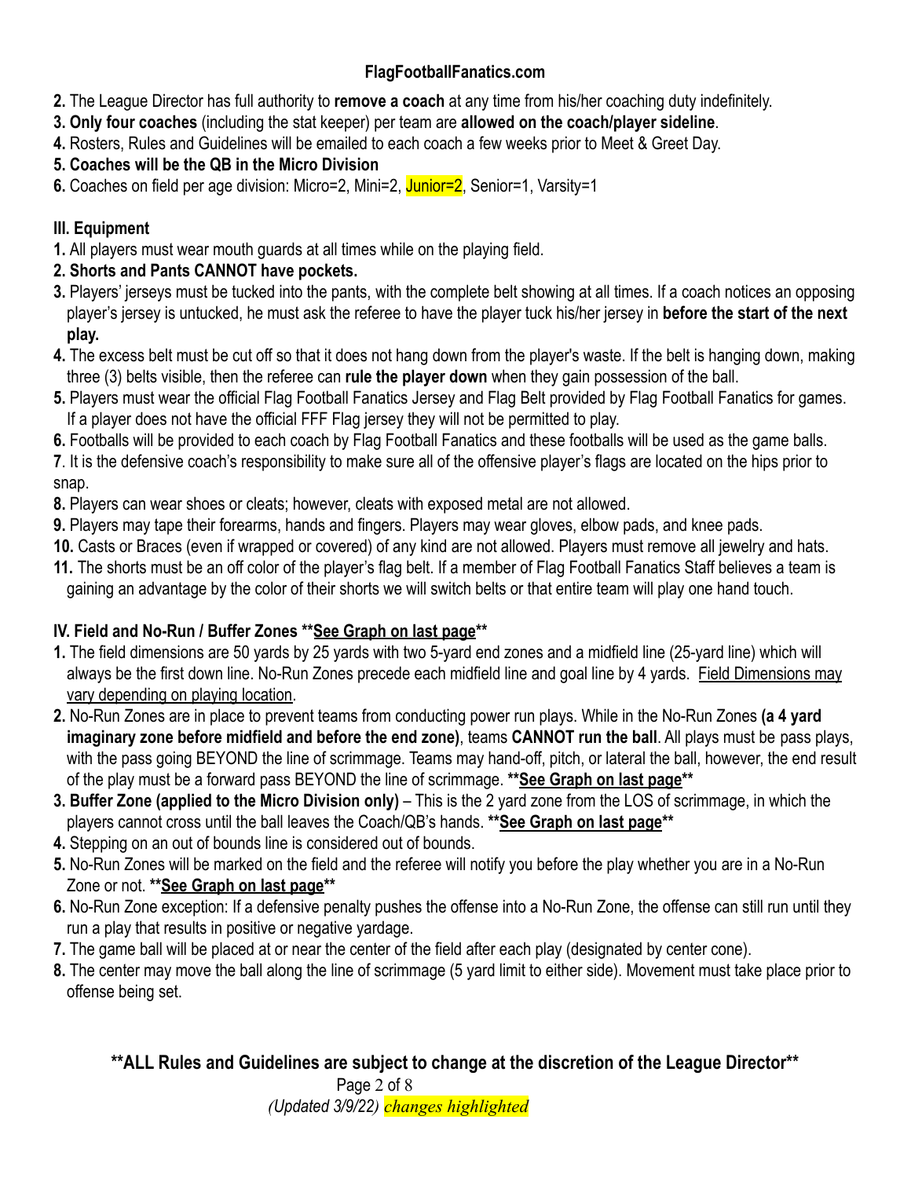2. The League Director has full authority to **remove a coach** at any time from his/her coaching duty indefinitely.
3. **Only four coaches** (including the stat keeper) per team are **allowed on the coach/player sideline**.
4. Rosters, Rules and Guidelines will be emailed to each coach a few weeks prior to Meet & Greet Day.
5. **Coaches will be the QB in the Micro Division**
6. Coaches on field per age division: Micro=2, Mini=2, Junior=2, Senior=1, Varsity=1

### III. Equipment

1. All players must wear mouth guards at all times while on the playing field.
2. **Shorts and Pants CANNOT have pockets.**
3. Players' jerseys must be tucked into the pants, with the complete belt showing at all times. If a coach notices an opposing player's jersey is untucked, he must ask the referee to have the player tuck his/her jersey in **before the start of the next play.**
4. The excess belt must be cut off so that it does not hang down from the player's waste. If the belt is hanging down, making three (3) belts visible, then the referee can **rule the player down** when they gain possession of the ball.
5. Players must wear the official Flag Football Fanatics Jersey and Flag Belt provided by Flag Football Fanatics for games. If a player does not have the official FFF Flag jersey they will not be permitted to play.
6. Footballs will be provided to each coach by Flag Football Fanatics and these footballs will be used as the game balls.
7. It is the defensive coach's responsibility to make sure all of the offensive player's flags are located on the hips prior to snap.
8. Players can wear shoes or cleats; however, cleats with exposed metal are not allowed.
9. Players may tape their forearms, hands and fingers. Players may wear gloves, elbow pads, and knee pads.
10. Casts or Braces (even if wrapped or covered) of any kind are not allowed. Players must remove all jewelry and hats.
11. The shorts must be an off color of the player's flag belt. If a member of Flag Football Fanatics Staff believes a team is gaining an advantage by the color of their shorts we will switch belts or that entire team will play one hand touch.

### IV. Field and No-Run / Buffer Zones **<u>See Graph on last page</u>**

1. The field dimensions are 50 yards by 25 yards with two 5-yard end zones and a midfield line (25-yard line) which will always be the first down line. No-Run Zones precede each midfield line and goal line by 4 yards. <u>Field Dimensions may vary depending on playing location</u>.
2. No-Run Zones are in place to prevent teams from conducting power run plays. While in the No-Run Zones **(a 4 yard imaginary zone before midfield and before the end zone)**, teams **CANNOT run the ball**. All plays must be pass plays, with the pass going BEYOND the line of scrimmage. Teams may hand-off, pitch, or lateral the ball, however, the end result of the play must be a forward pass BEYOND the line of scrimmage. **<u>See Graph on last page</u>**
3. **Buffer Zone (applied to the Micro Division only)** – This is the 2 yard zone from the LOS of scrimmage, in which the players cannot cross until the ball leaves the Coach/QB's hands. **<u>See Graph on last page</u>**
4. Stepping on an out of bounds line is considered out of bounds.
5. No-Run Zones will be marked on the field and the referee will notify you before the play whether you are in a No-Run Zone or not. **<u>See Graph on last page</u>**
6. No-Run Zone exception: If a defensive penalty pushes the offense into a No-Run Zone, the offense can still run until they run a play that results in positive or negative yardage.
7. The game ball will be placed at or near the center of the field after each play (designated by center cone).
8. The center may move the ball along the line of scrimmage (5 yard limit to either side). Movement must take place prior to offense being set.

**ALL Rules and Guidelines are subject to change at the discretion of the League Director**

*(Updated 3/9/22) changes highlighted*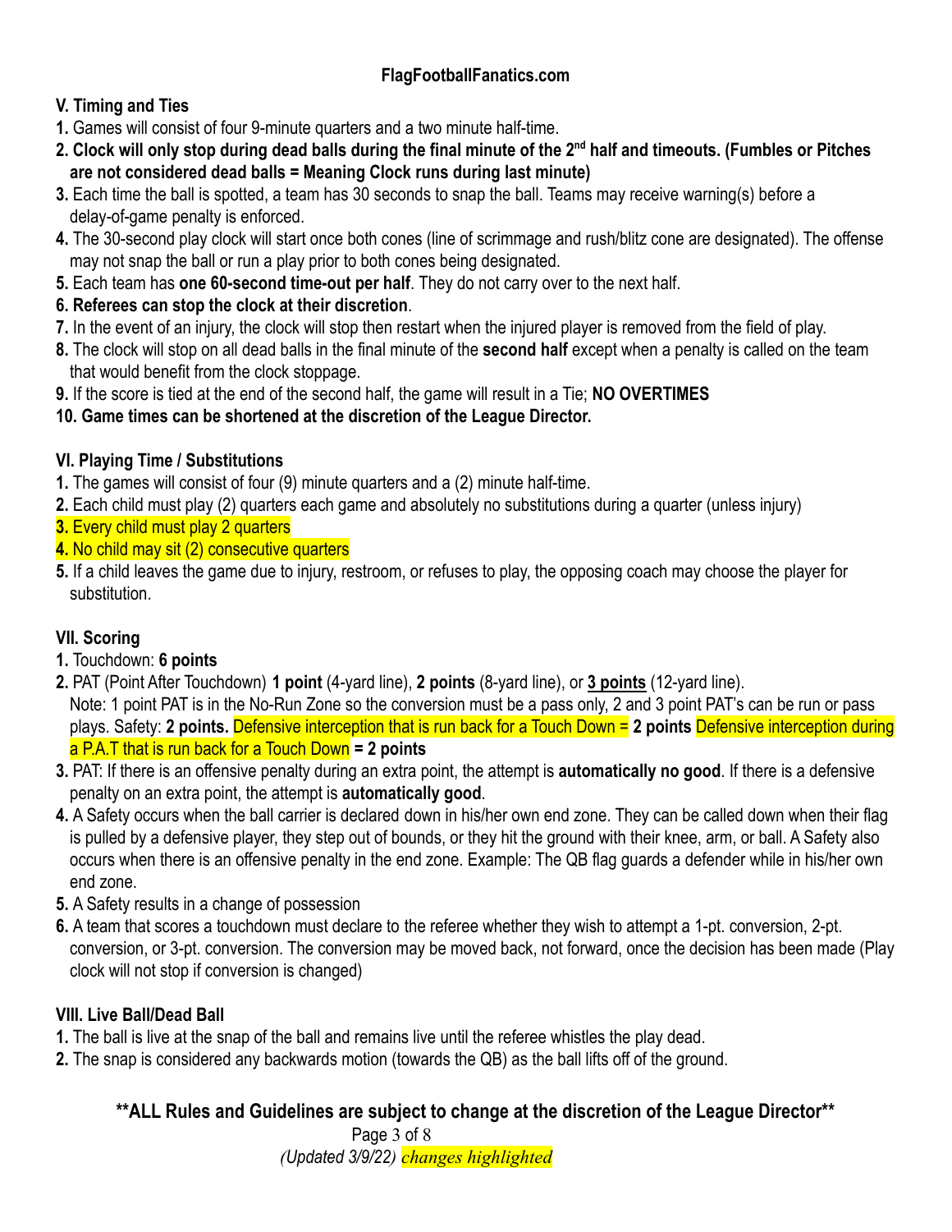## V. Timing and Ties

**1.** Games will consist of four 9-minute quarters and a two minute half-time.

**2. Clock will only stop during dead balls during the final minute of the 2nd half and timeouts. (Fumbles or Pitches are not considered dead balls = Meaning Clock runs during last minute)**

**3.** Each time the ball is spotted, a team has 30 seconds to snap the ball. Teams may receive warning(s) before a delay-of-game penalty is enforced.

**4.** The 30-second play clock will start once both cones (line of scrimmage and rush/blitz cone are designated). The offense may not snap the ball or run a play prior to both cones being designated.

**5.** Each team has **one 60-second time-out per half**. They do not carry over to the next half.

**6. Referees can stop the clock at their discretion**.

**7.** In the event of an injury, the clock will stop then restart when the injured player is removed from the field of play.

**8.** The clock will stop on all dead balls in the final minute of the **second half** except when a penalty is called on the team that would benefit from the clock stoppage.

**9.** If the score is tied at the end of the second half, the game will result in a Tie; **NO OVERTIMES**

**10. Game times can be shortened at the discretion of the League Director.**

## VI. Playing Time / Substitutions

**1.** The games will consist of four (9) minute quarters and a (2) minute half-time.

**2.** Each child must play (2) quarters each game and absolutely no substitutions during a quarter (unless injury)

**3.** Every child must play 2 quarters

**4.** No child may sit (2) consecutive quarters

**5.** If a child leaves the game due to injury, restroom, or refuses to play, the opposing coach may choose the player for substitution.

## VII. Scoring

**1.** Touchdown: **6 points**

**2.** PAT (Point After Touchdown) **1 point** (4-yard line), **2 points** (8-yard line), or **3 points** (12-yard line).
Note: 1 point PAT is in the No-Run Zone so the conversion must be a pass only, 2 and 3 point PAT's can be run or pass plays. Safety: **2 points.** Defensive interception that is run back for a Touch Down = **2 points** Defensive interception during a P.A.T that is run back for a Touch Down **= 2 points**

**3.** PAT: If there is an offensive penalty during an extra point, the attempt is **automatically no good**. If there is a defensive penalty on an extra point, the attempt is **automatically good**.

**4.** A Safety occurs when the ball carrier is declared down in his/her own end zone. They can be called down when their flag is pulled by a defensive player, they step out of bounds, or they hit the ground with their knee, arm, or ball. A Safety also occurs when there is an offensive penalty in the end zone. Example: The QB flag guards a defender while in his/her own end zone.

**5.** A Safety results in a change of possession

**6.** A team that scores a touchdown must declare to the referee whether they wish to attempt a 1-pt. conversion, 2-pt. conversion, or 3-pt. conversion. The conversion may be moved back, not forward, once the decision has been made (Play clock will not stop if conversion is changed)

## VIII. Live Ball/Dead Ball

**1.** The ball is live at the snap of the ball and remains live until the referee whistles the play dead.

**2.** The snap is considered any backwards motion (towards the QB) as the ball lifts off of the ground.

**\*\*ALL Rules and Guidelines are subject to change at the discretion of the League Director\*\***

*(Updated 3/9/22) changes highlighted*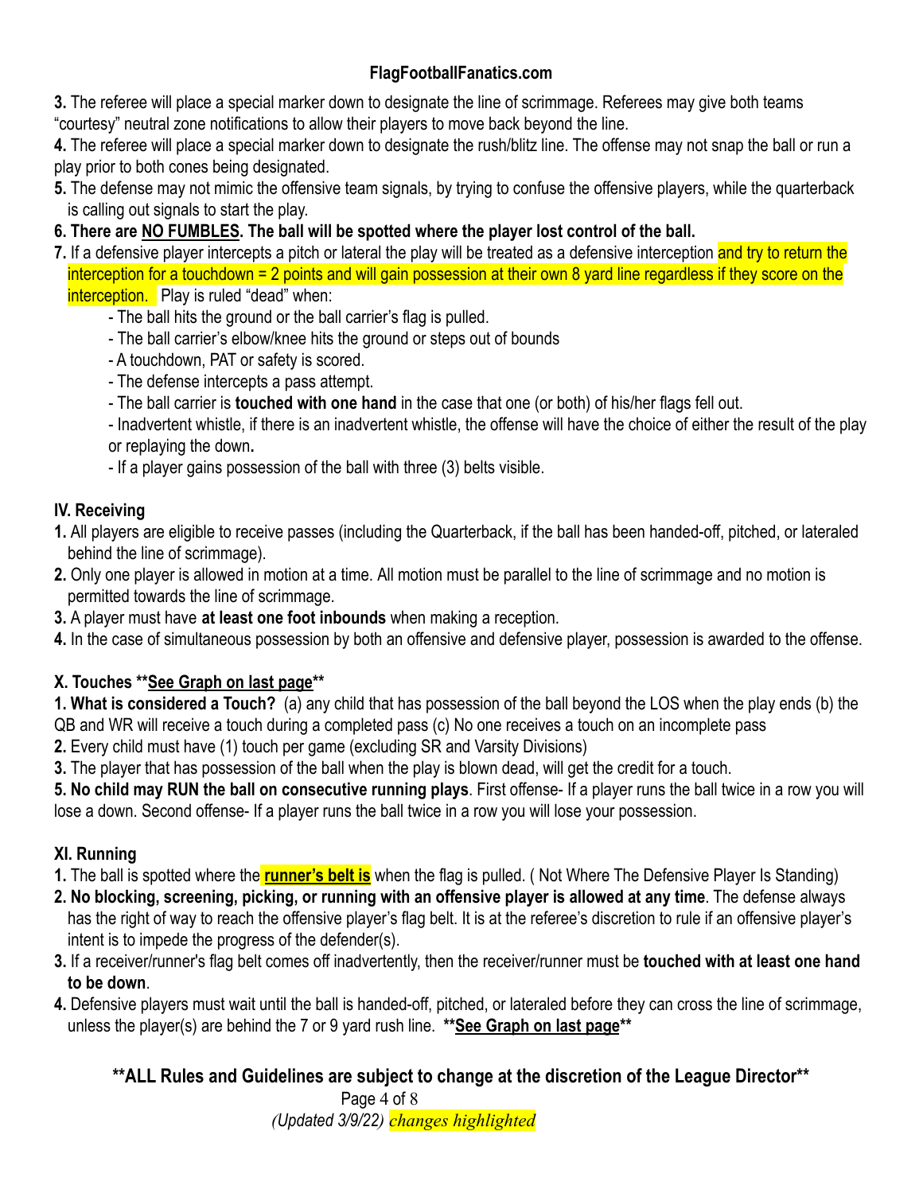**3.** The referee will place a special marker down to designate the line of scrimmage. Referees may give both teams "courtesy" neutral zone notifications to allow their players to move back beyond the line.

**4.** The referee will place a special marker down to designate the rush/blitz line. The offense may not snap the ball or run a play prior to both cones being designated.

**5.** The defense may not mimic the offensive team signals, by trying to confuse the offensive players, while the quarterback is calling out signals to start the play.

**6. There are NO FUMBLES. The ball will be spotted where the player lost control of the ball.**

**7.** If a defensive player intercepts a pitch or lateral the play will be treated as a defensive interception and try to return the interception for a touchdown = 2 points and will gain possession at their own 8 yard line regardless if they score on the interception. Play is ruled "dead" when:

- The ball hits the ground or the ball carrier's flag is pulled.
- The ball carrier's elbow/knee hits the ground or steps out of bounds
- A touchdown, PAT or safety is scored.
- The defense intercepts a pass attempt.
- The ball carrier is **touched with one hand** in the case that one (or both) of his/her flags fell out.
- Inadvertent whistle, if there is an inadvertent whistle, the offense will have the choice of either the result of the play or replaying the down**.**
- If a player gains possession of the ball with three (3) belts visible.

### IV. Receiving

**1.** All players are eligible to receive passes (including the Quarterback, if the ball has been handed-off, pitched, or lateraled behind the line of scrimmage).

**2.** Only one player is allowed in motion at a time. All motion must be parallel to the line of scrimmage and no motion is permitted towards the line of scrimmage.

**3.** A player must have **at least one foot inbounds** when making a reception.

**4.** In the case of simultaneous possession by both an offensive and defensive player, possession is awarded to the offense.

### X. Touches **See Graph on last page**

**1. What is considered a Touch?** (a) any child that has possession of the ball beyond the LOS when the play ends (b) the QB and WR will receive a touch during a completed pass (c) No one receives a touch on an incomplete pass

**2.** Every child must have (1) touch per game (excluding SR and Varsity Divisions)

**3.** The player that has possession of the ball when the play is blown dead, will get the credit for a touch.

**5. No child may RUN the ball on consecutive running plays**. First offense- If a player runs the ball twice in a row you will lose a down. Second offense- If a player runs the ball twice in a row you will lose your possession.

### XI. Running

**1.** The ball is spotted where the **runner's belt is** when the flag is pulled. ( Not Where The Defensive Player Is Standing)

**2. No blocking, screening, picking, or running with an offensive player is allowed at any time**. The defense always has the right of way to reach the offensive player's flag belt. It is at the referee's discretion to rule if an offensive player's intent is to impede the progress of the defender(s).

**3.** If a receiver/runner's flag belt comes off inadvertently, then the receiver/runner must be **touched with at least one hand to be down**.

**4.** Defensive players must wait until the ball is handed-off, pitched, or lateraled before they can cross the line of scrimmage, unless the player(s) are behind the 7 or 9 yard rush line. **See Graph on last page**

**ALL Rules and Guidelines are subject to change at the discretion of the League Director**

*(Updated 3/9/22) changes highlighted*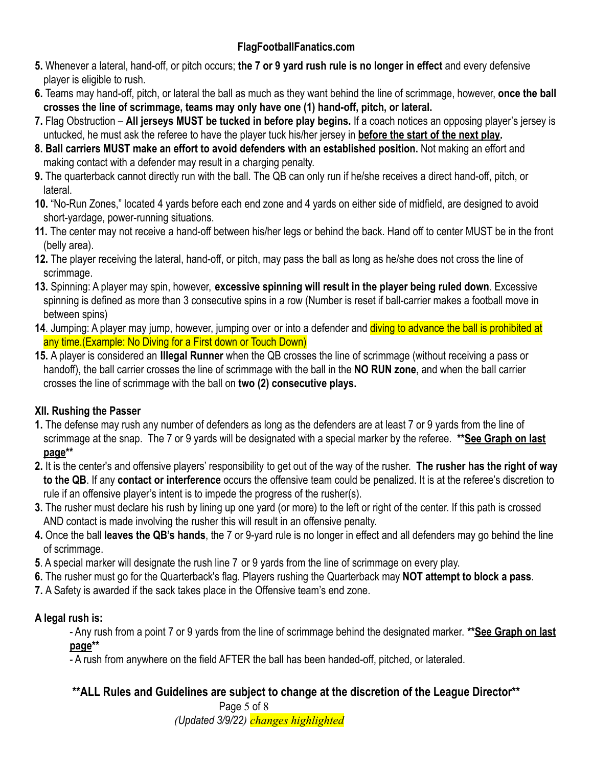**5.** Whenever a lateral, hand-off, or pitch occurs; **the 7 or 9 yard rush rule is no longer in effect** and every defensive player is eligible to rush.

**6.** Teams may hand-off, pitch, or lateral the ball as much as they want behind the line of scrimmage, however, **once the ball crosses the line of scrimmage, teams may only have one (1) hand-off, pitch, or lateral.**

**7.** Flag Obstruction – **All jerseys MUST be tucked in before play begins.** If a coach notices an opposing player's jersey is untucked, he must ask the referee to have the player tuck his/her jersey in **before the start of the next play.**

**8. Ball carriers MUST make an effort to avoid defenders with an established position.** Not making an effort and making contact with a defender may result in a charging penalty.

**9.** The quarterback cannot directly run with the ball. The QB can only run if he/she receives a direct hand-off, pitch, or lateral.

**10.** "No-Run Zones," located 4 yards before each end zone and 4 yards on either side of midfield, are designed to avoid short-yardage, power-running situations.

**11.** The center may not receive a hand-off between his/her legs or behind the back. Hand off to center MUST be in the front (belly area).

**12.** The player receiving the lateral, hand-off, or pitch, may pass the ball as long as he/she does not cross the line of scrimmage.

**13.** Spinning: A player may spin, however, **excessive spinning will result in the player being ruled down**. Excessive spinning is defined as more than 3 consecutive spins in a row (Number is reset if ball-carrier makes a football move in between spins)

**14**. Jumping: A player may jump, however, jumping over or into a defender and diving to advance the ball is prohibited at any time.(Example: No Diving for a First down or Touch Down)

**15.** A player is considered an **Illegal Runner** when the QB crosses the line of scrimmage (without receiving a pass or handoff), the ball carrier crosses the line of scrimmage with the ball in the **NO RUN zone**, and when the ball carrier crosses the line of scrimmage with the ball on **two (2) consecutive plays.**

## XII. Rushing the Passer

**1.** The defense may rush any number of defenders as long as the defenders are at least 7 or 9 yards from the line of scrimmage at the snap. The 7 or 9 yards will be designated with a special marker by the referee. ****See Graph on last page****

**2.** It is the center's and offensive players' responsibility to get out of the way of the rusher. **The rusher has the right of way to the QB**. If any **contact or interference** occurs the offensive team could be penalized. It is at the referee's discretion to rule if an offensive player's intent is to impede the progress of the rusher(s).

**3.** The rusher must declare his rush by lining up one yard (or more) to the left or right of the center. If this path is crossed AND contact is made involving the rusher this will result in an offensive penalty.

**4.** Once the ball **leaves the QB's hands**, the 7 or 9-yard rule is no longer in effect and all defenders may go behind the line of scrimmage.

**5**. A special marker will designate the rush line 7 or 9 yards from the line of scrimmage on every play.

**6.** The rusher must go for the Quarterback's flag. Players rushing the Quarterback may **NOT attempt to block a pass**.

**7.** A Safety is awarded if the sack takes place in the Offensive team's end zone.

**A legal rush is:**

- Any rush from a point 7 or 9 yards from the line of scrimmage behind the designated marker. ****See Graph on last page****
- A rush from anywhere on the field AFTER the ball has been handed-off, pitched, or lateraled.

****ALL Rules and Guidelines are subject to change at the discretion of the League Director****

*(Updated 3/9/22) changes highlighted*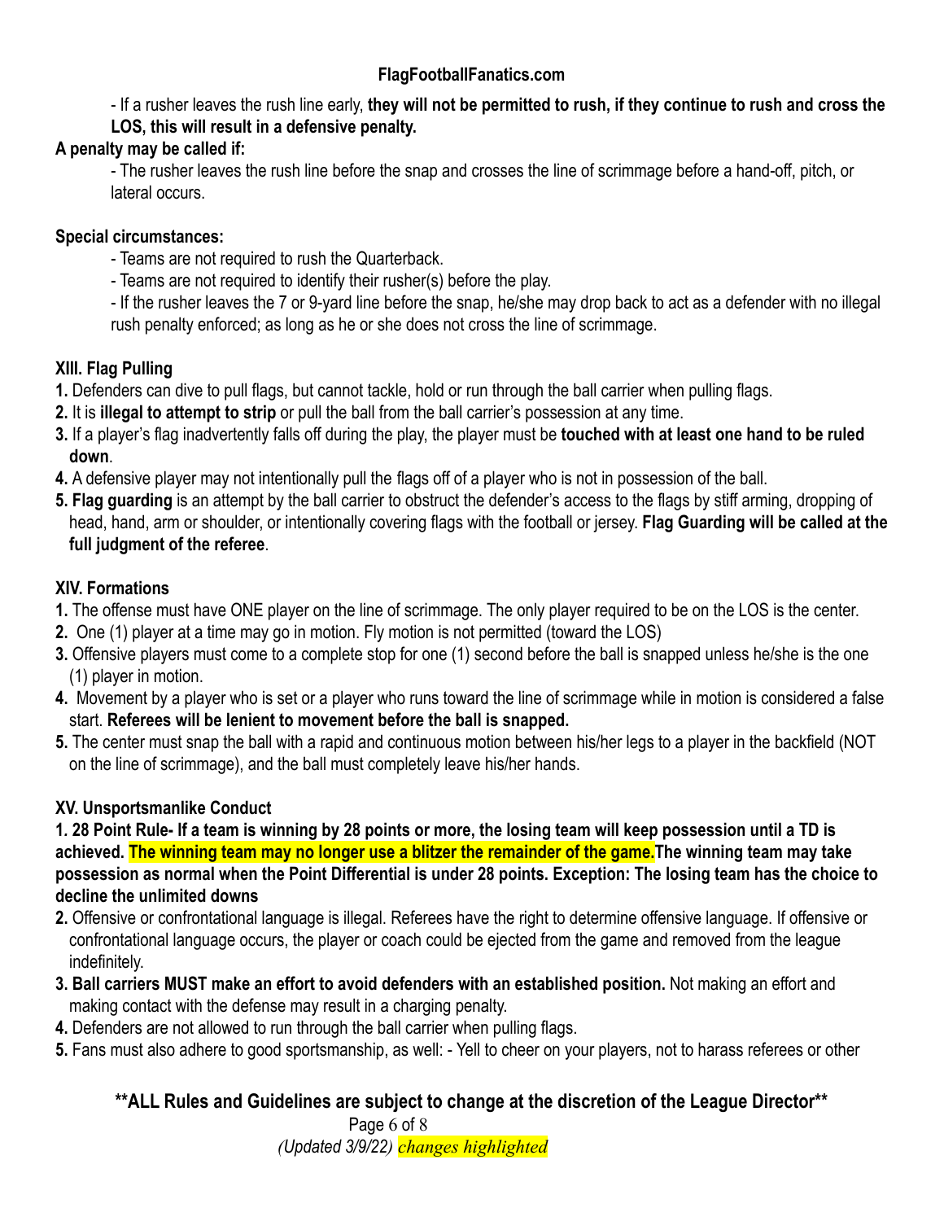- If a rusher leaves the rush line early, **they will not be permitted to rush, if they continue to rush and cross the LOS, this will result in a defensive penalty.**

**A penalty may be called if:**

- The rusher leaves the rush line before the snap and crosses the line of scrimmage before a hand-off, pitch, or lateral occurs.

**Special circumstances:**

- Teams are not required to rush the Quarterback.
- Teams are not required to identify their rusher(s) before the play.
- If the rusher leaves the 7 or 9-yard line before the snap, he/she may drop back to act as a defender with no illegal rush penalty enforced; as long as he or she does not cross the line of scrimmage.

### XIII. Flag Pulling

**1.** Defenders can dive to pull flags, but cannot tackle, hold or run through the ball carrier when pulling flags.

**2.** It is **illegal to attempt to strip** or pull the ball from the ball carrier's possession at any time.

**3.** If a player's flag inadvertently falls off during the play, the player must be **touched with at least one hand to be ruled down**.

**4.** A defensive player may not intentionally pull the flags off of a player who is not in possession of the ball.

**5. Flag guarding** is an attempt by the ball carrier to obstruct the defender's access to the flags by stiff arming, dropping of head, hand, arm or shoulder, or intentionally covering flags with the football or jersey. **Flag Guarding will be called at the full judgment of the referee**.

### XIV. Formations

**1.** The offense must have ONE player on the line of scrimmage. The only player required to be on the LOS is the center.

**2.** One (1) player at a time may go in motion. Fly motion is not permitted (toward the LOS)

**3.** Offensive players must come to a complete stop for one (1) second before the ball is snapped unless he/she is the one (1) player in motion.

**4.** Movement by a player who is set or a player who runs toward the line of scrimmage while in motion is considered a false start. **Referees will be lenient to movement before the ball is snapped.**

**5.** The center must snap the ball with a rapid and continuous motion between his/her legs to a player in the backfield (NOT on the line of scrimmage), and the ball must completely leave his/her hands.

### XV. Unsportsmanlike Conduct

**1. 28 Point Rule- If a team is winning by 28 points or more, the losing team will keep possession until a TD is achieved. The winning team may no longer use a blitzer the remainder of the game.The winning team may take possession as normal when the Point Differential is under 28 points. Exception: The losing team has the choice to decline the unlimited downs**

**2.** Offensive or confrontational language is illegal. Referees have the right to determine offensive language. If offensive or confrontational language occurs, the player or coach could be ejected from the game and removed from the league indefinitely.

**3. Ball carriers MUST make an effort to avoid defenders with an established position.** Not making an effort and making contact with the defense may result in a charging penalty.

**4.** Defenders are not allowed to run through the ball carrier when pulling flags.

**5.** Fans must also adhere to good sportsmanship, as well: - Yell to cheer on your players, not to harass referees or other

**\*\*ALL Rules and Guidelines are subject to change at the discretion of the League Director\*\***

*(Updated 3/9/22) changes highlighted*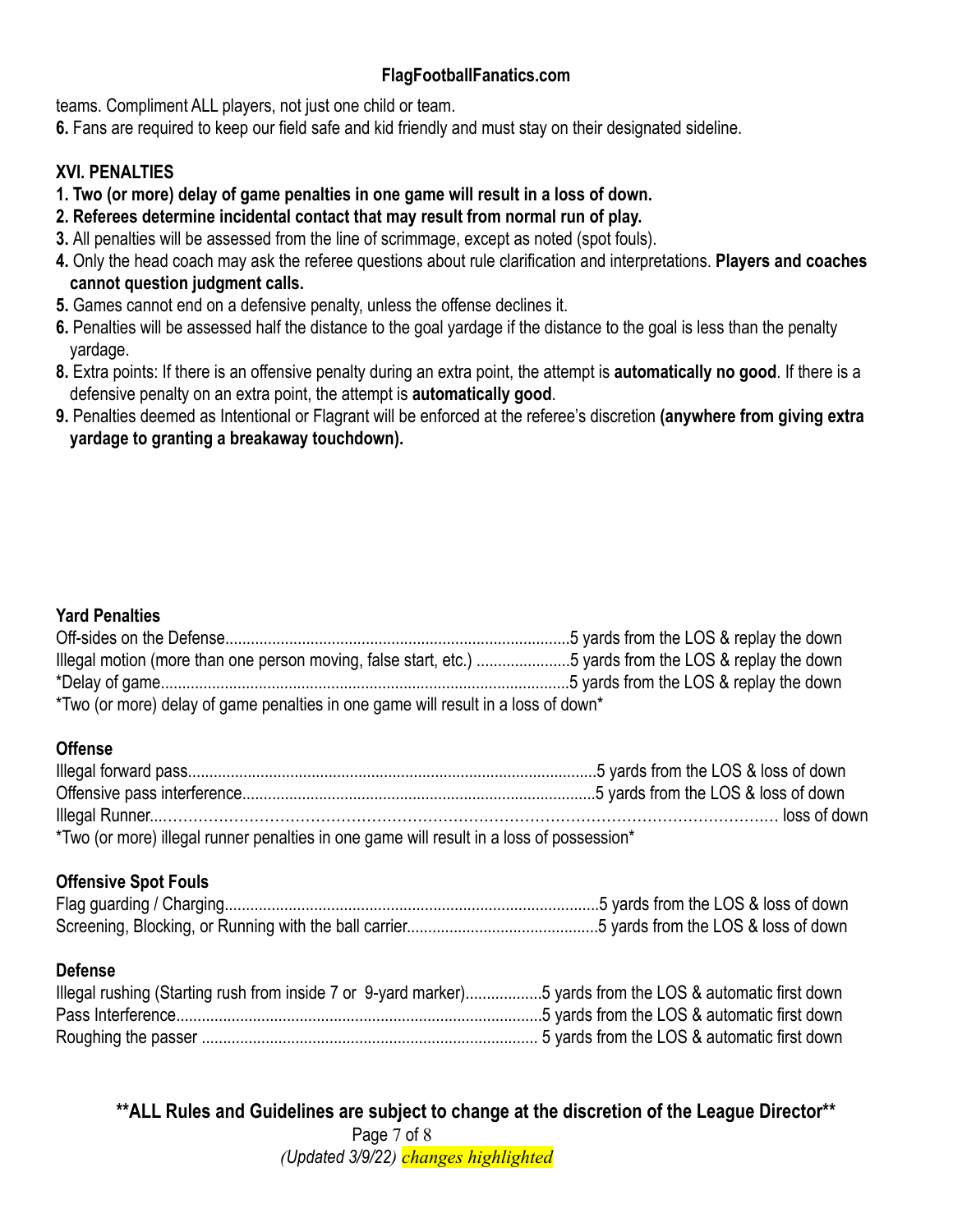teams. Compliment ALL players, not just one child or team.

**6.** Fans are required to keep our field safe and kid friendly and must stay on their designated sideline.

### XVI. PENALTIES

**1. Two (or more) delay of game penalties in one game will result in a loss of down.**

**2. Referees determine incidental contact that may result from normal run of play.**

**3.** All penalties will be assessed from the line of scrimmage, except as noted (spot fouls).

**4.** Only the head coach may ask the referee questions about rule clarification and interpretations. **Players and coaches cannot question judgment calls.**

**5.** Games cannot end on a defensive penalty, unless the offense declines it.

**6.** Penalties will be assessed half the distance to the goal yardage if the distance to the goal is less than the penalty yardage.

**8.** Extra points: If there is an offensive penalty during an extra point, the attempt is **automatically no good**. If there is a defensive penalty on an extra point, the attempt is **automatically good**.

**9.** Penalties deemed as Intentional or Flagrant will be enforced at the referee's discretion **(anywhere from giving extra yardage to granting a breakaway touchdown).**

#### Yard Penalties

Off-sides on the Defense.................................................................................5 yards from the LOS & replay the down
Illegal motion (more than one person moving, false start, etc.) ......................5 yards from the LOS & replay the down
*Delay of game................................................................................................5 yards from the LOS & replay the down
*Two (or more) delay of game penalties in one game will result in a loss of down*

#### Offense

Illegal forward pass................................................................................................5 yards from the LOS & loss of down
Offensive pass interference...................................................................................5 yards from the LOS & loss of down
Illegal Runner...…………………………………………………………………………………………………… loss of down
*Two (or more) illegal runner penalties in one game will result in a loss of possession*

#### Offensive Spot Fouls

Flag guarding / Charging........................................................................................5 yards from the LOS & loss of down
Screening, Blocking, or Running with the ball carrier.............................................5 yards from the LOS & loss of down

#### Defense

Illegal rushing (Starting rush from inside 7 or 9-yard marker)..................5 yards from the LOS & automatic first down
Pass Interference......................................................................................5 yards from the LOS & automatic first down
Roughing the passer ............................................................................... 5 yards from the LOS & automatic first down

**\*\*ALL Rules and Guidelines are subject to change at the discretion of the League Director\*\***

*(Updated 3/9/22) changes highlighted*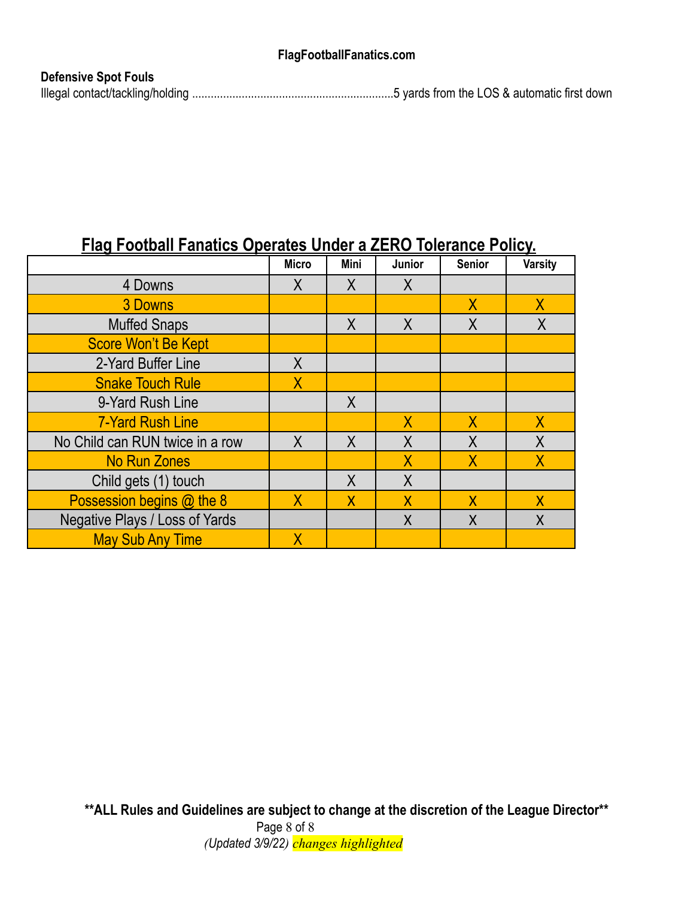**Defensive Spot Fouls**

Illegal contact/tackling/holding ................................................................5 yards from the LOS & automatic first down

## Flag Football Fanatics Operates Under a ZERO Tolerance Policy.

| | Micro | Mini | Junior | Senior | Varsity |
|---|---|---|---|---|---|
| 4 Downs | X | X | X | | |
| 3 Downs | | | | X | X |
| Muffed Snaps | | X | X | X | X |
| Score Won't Be Kept | | | | | |
| 2-Yard Buffer Line | X | | | | |
| Snake Touch Rule | X | | | | |
| 9-Yard Rush Line | | X | | | |
| 7-Yard Rush Line | | | X | X | X |
| No Child can RUN twice in a row | X | X | X | X | X |
| No Run Zones | | | X | X | X |
| Child gets (1) touch | | X | X | | |
| Possession begins @ the 8 | X | X | X | X | X |
| Negative Plays / Loss of Yards | | | X | X | X |
| May Sub Any Time | X | | | | |

**\*\*ALL Rules and Guidelines are subject to change at the discretion of the League Director\*\***

*(Updated 3/9/22) changes highlighted*